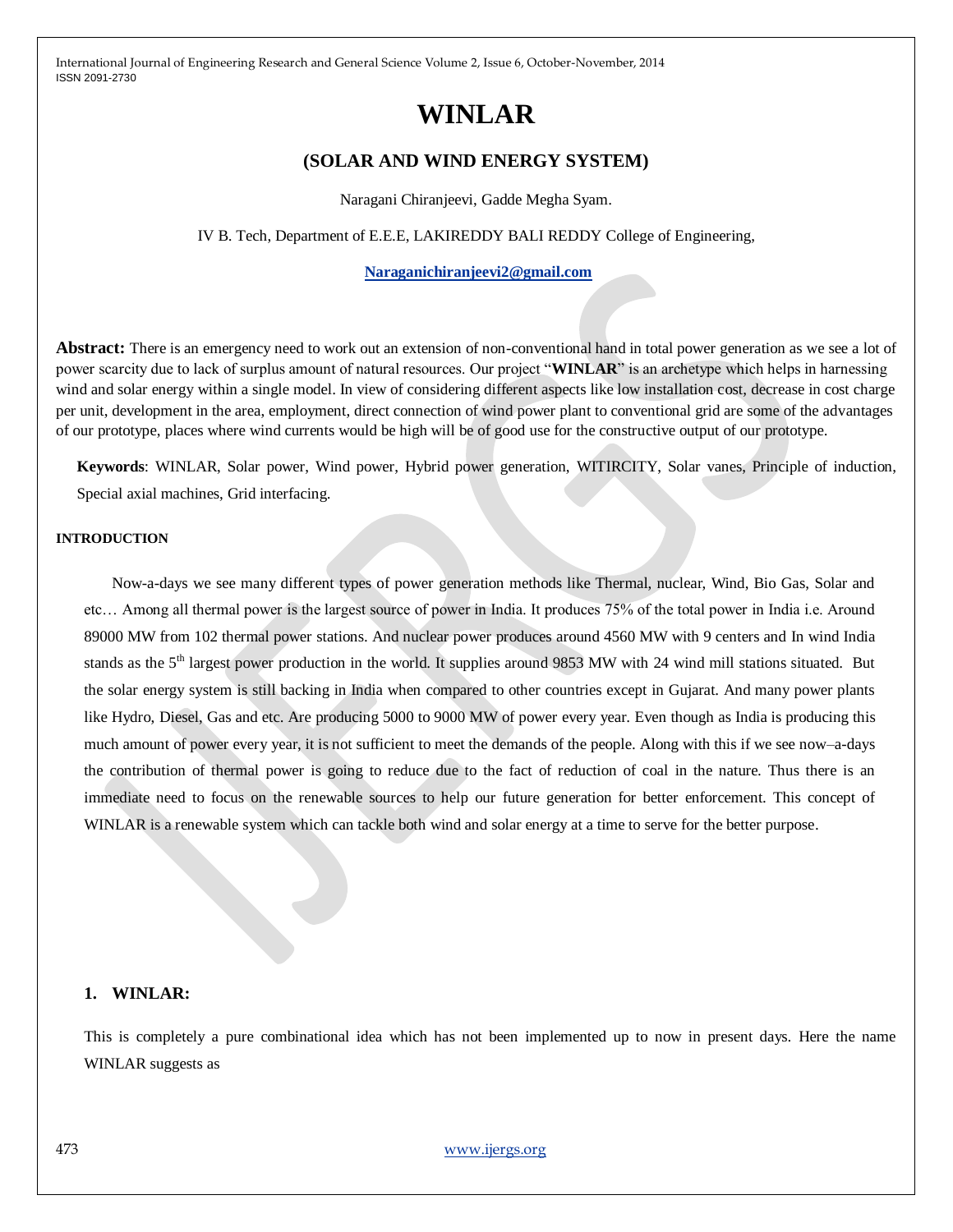# WINLAR

## (SOLAR AND WIND ENERGY SYSTEM)

Naragani Chiranjeevi, Gadde Megha Syam.

IV B. Tech, Department of E.E.E, LAKIREDDY BALI REDDY College of Engineering,

Naraganichiranjeevi2@gmail.com

**Abstract:** There is an emergency need to work out an extension of non-conventional hand in total power generation as we see a lot of power scarcity due to lack of surplus amount of natural resources. Our project "**WINLAR**" is an archetype which helps in harnessing wind and solar energy within a single model. In view of considering different aspects like low installation cost, decrease in cost charge per unit, development in the area, employment, direct connection of wind power plant to conventional grid are some of the advantages of our prototype, places where wind currents would be high will be of good use for the constructive output of our prototype.

**Keywords**: WINLAR, Solar power, Wind power, Hybrid power generation, WITIRCITY, Solar vanes, Principle of induction, Special axial machines, Grid interfacing.

#### INTRODUCTION

Now-a-days we see many different types of power generation methods like Thermal, nuclear, Wind, Bio Gas, Solar and etc… Among all thermal power is the largest source of power in India. It produces 75% of the total power in India i.e. Around 89000 MW from 102 thermal power stations. And nuclear power produces around 4560 MW with 9 centers and In wind India stands as the 5$^{th}$ largest power production in the world. It supplies around 9853 MW with 24 wind mill stations situated. But the solar energy system is still backing in India when compared to other countries except in Gujarat. And many power plants like Hydro, Diesel, Gas and etc. Are producing 5000 to 9000 MW of power every year. Even though as India is producing this much amount of power every year, it is not sufficient to meet the demands of the people. Along with this if we see now–a-days the contribution of thermal power is going to reduce due to the fact of reduction of coal in the nature. Thus there is an immediate need to focus on the renewable sources to help our future generation for better enforcement. This concept of WINLAR is a renewable system which can tackle both wind and solar energy at a time to serve for the better purpose.

### 1. WINLAR:

This is completely a pure combinational idea which has not been implemented up to now in present days. Here the name WINLAR suggests as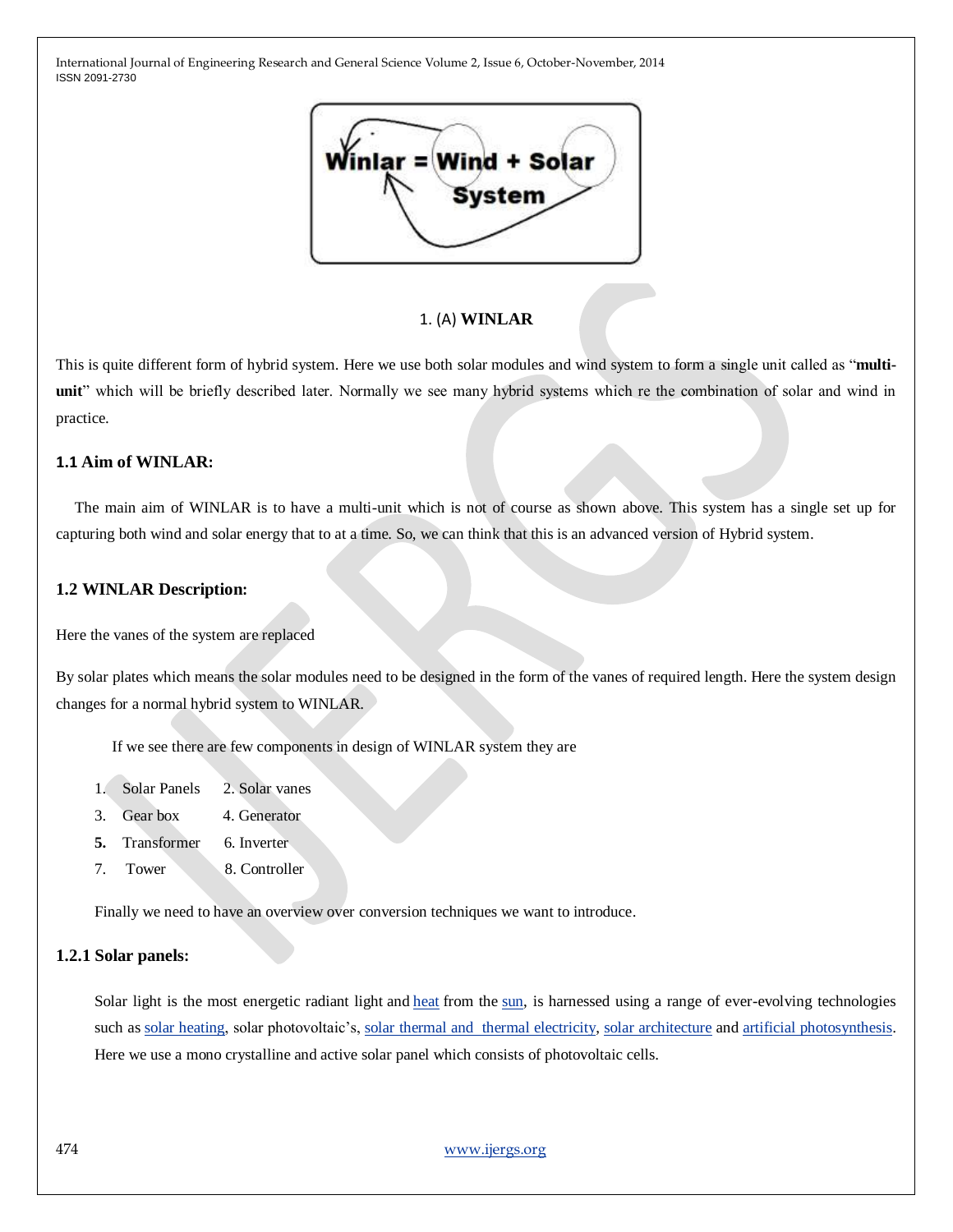1. (A) **WINLAR**

This is quite different form of hybrid system. Here we use both solar modules and wind system to form a single unit called as "**multi-unit**" which will be briefly described later. Normally we see many hybrid systems which re the combination of solar and wind in practice.

### 1.1 Aim of WINLAR:

The main aim of WINLAR is to have a multi-unit which is not of course as shown above. This system has a single set up for capturing both wind and solar energy that to at a time. So, we can think that this is an advanced version of Hybrid system.

### 1.2 WINLAR Description:

Here the vanes of the system are replaced

By solar plates which means the solar modules need to be designed in the form of the vanes of required length. Here the system design changes for a normal hybrid system to WINLAR.

If we see there are few components in design of WINLAR system they are

1. Solar Panels 2. Solar vanes
3. Gear box 4. Generator
5. Transformer 6. Inverter
7. Tower 8. Controller

Finally we need to have an overview over conversion techniques we want to introduce.

### 1.2.1 Solar panels:

Solar light is the most energetic radiant light and heat from the sun, is harnessed using a range of ever-evolving technologies such as solar heating, solar photovoltaic's, solar thermal and thermal electricity, solar architecture and artificial photosynthesis. Here we use a mono crystalline and active solar panel which consists of photovoltaic cells.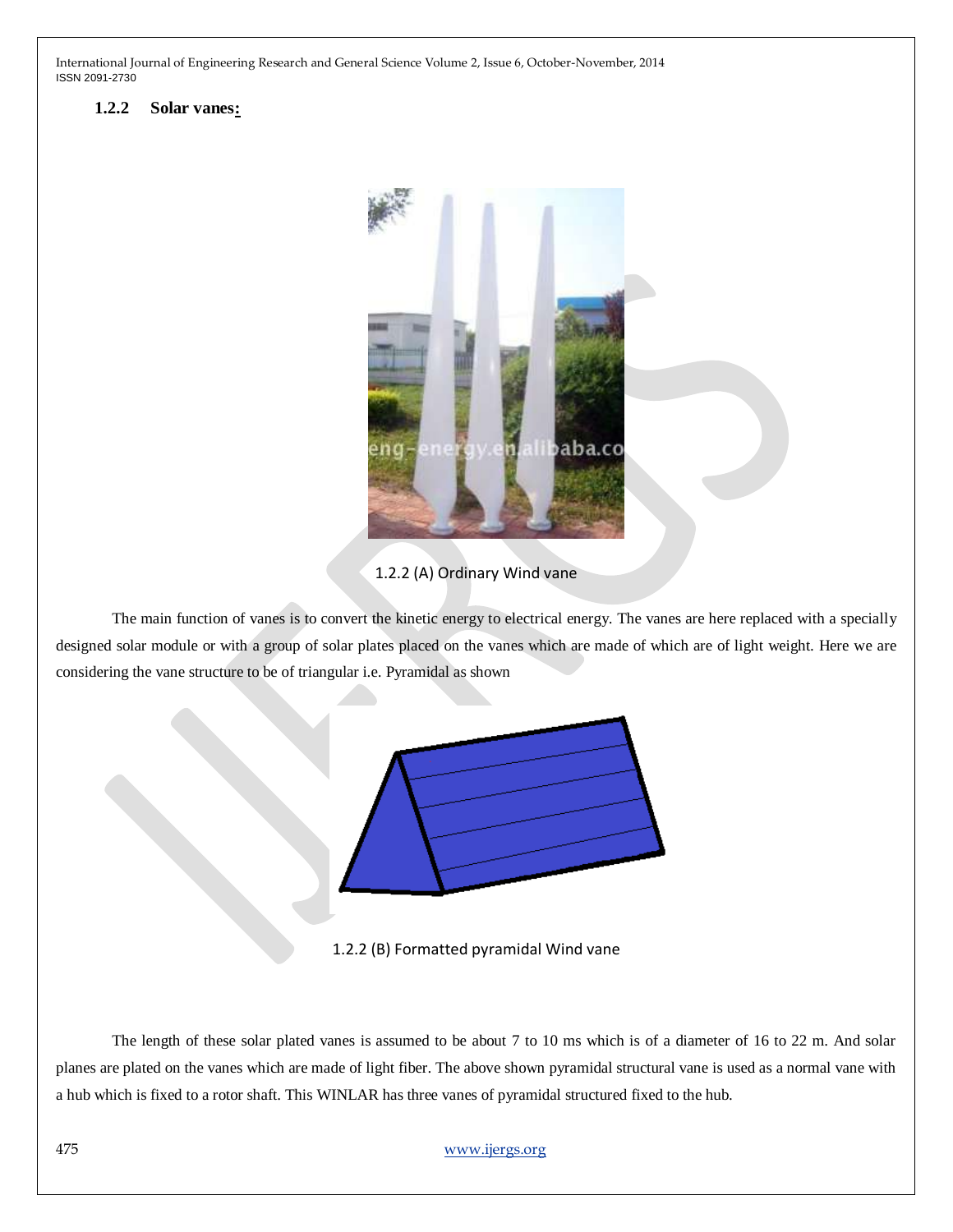### 1.2.2 Solar vanes:

1.2.2 (A) Ordinary Wind vane

The main function of vanes is to convert the kinetic energy to electrical energy. The vanes are here replaced with a specially designed solar module or with a group of solar plates placed on the vanes which are made of which are of light weight. Here we are considering the vane structure to be of triangular i.e. Pyramidal as shown

1.2.2 (B) Formatted pyramidal Wind vane

The length of these solar plated vanes is assumed to be about 7 to 10 ms which is of a diameter of 16 to 22 m. And solar planes are plated on the vanes which are made of light fiber. The above shown pyramidal structural vane is used as a normal vane with a hub which is fixed to a rotor shaft. This WINLAR has three vanes of pyramidal structured fixed to the hub.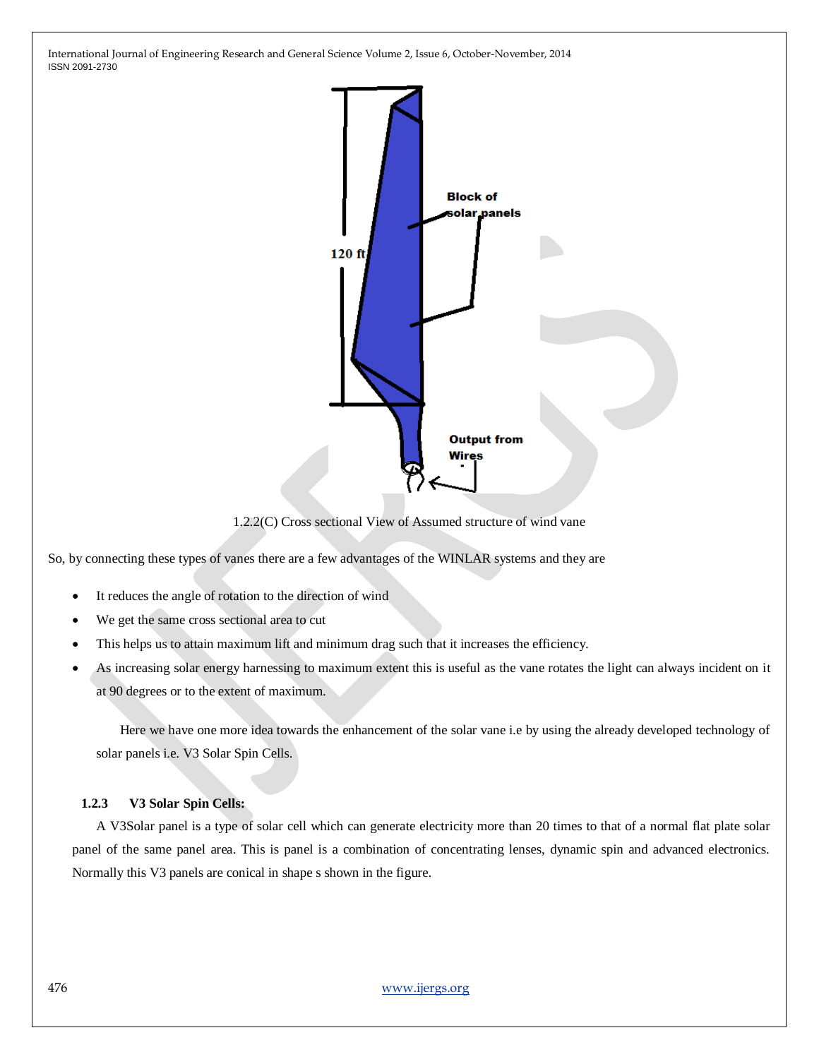1.2.2(C) Cross sectional View of Assumed structure of wind vane

So, by connecting these types of vanes there are a few advantages of the WINLAR systems and they are

- It reduces the angle of rotation to the direction of wind
- We get the same cross sectional area to cut
- This helps us to attain maximum lift and minimum drag such that it increases the efficiency.
- As increasing solar energy harnessing to maximum extent this is useful as the vane rotates the light can always incident on it at 90 degrees or to the extent of maximum.

Here we have one more idea towards the enhancement of the solar vane i.e by using the already developed technology of solar panels i.e. V3 Solar Spin Cells.

### 1.2.3 V3 Solar Spin Cells:

A V3Solar panel is a type of solar cell which can generate electricity more than 20 times to that of a normal flat plate solar panel of the same panel area. This is panel is a combination of concentrating lenses, dynamic spin and advanced electronics. Normally this V3 panels are conical in shape s shown in the figure.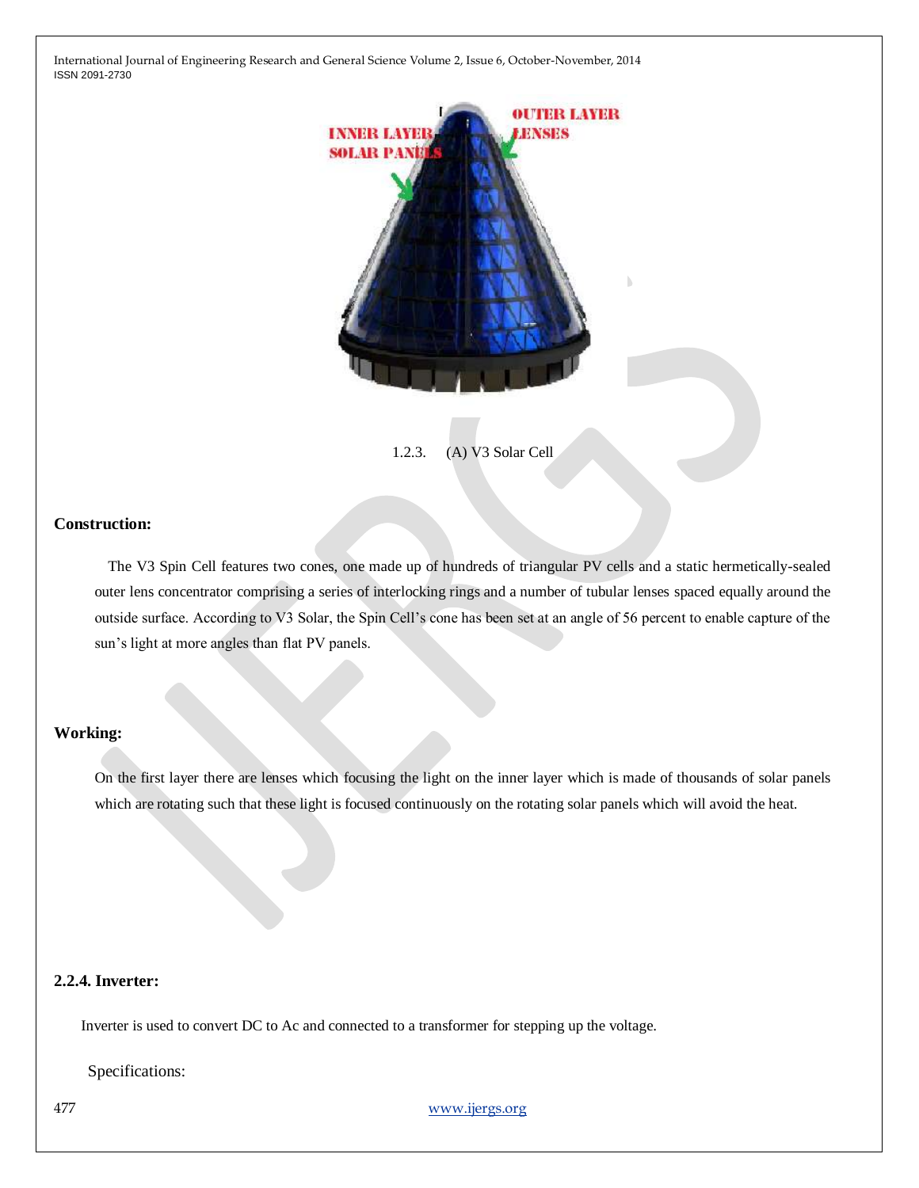1.2.3. (A) V3 Solar Cell

**Construction:**

The V3 Spin Cell features two cones, one made up of hundreds of triangular PV cells and a static hermetically-sealed outer lens concentrator comprising a series of interlocking rings and a number of tubular lenses spaced equally around the outside surface. According to V3 Solar, the Spin Cell's cone has been set at an angle of 56 percent to enable capture of the sun's light at more angles than flat PV panels.

**Working:**

On the first layer there are lenses which focusing the light on the inner layer which is made of thousands of solar panels which are rotating such that these light is focused continuously on the rotating solar panels which will avoid the heat.

### 2.2.4. Inverter:

Inverter is used to convert DC to Ac and connected to a transformer for stepping up the voltage.

Specifications: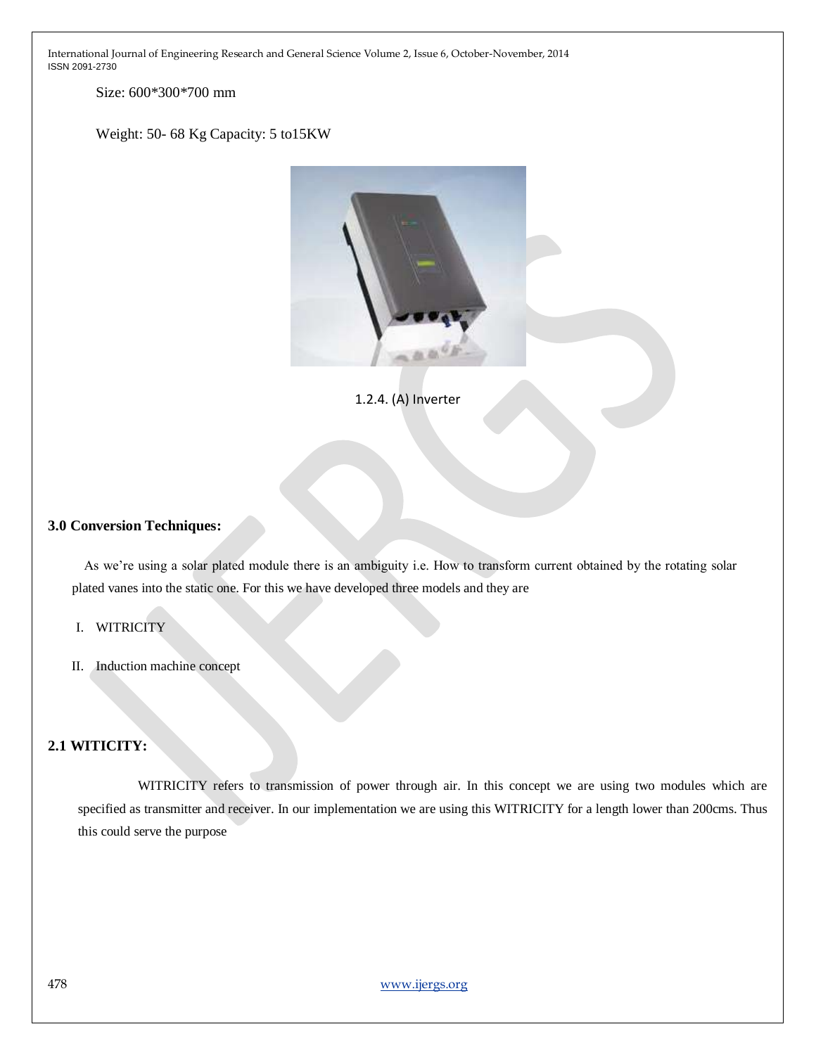Size: 600*300*700 mm

Weight: 50- 68 Kg Capacity: 5 to15KW

1.2.4. (A) Inverter

### 3.0 Conversion Techniques:

As we're using a solar plated module there is an ambiguity i.e. How to transform current obtained by the rotating solar plated vanes into the static one. For this we have developed three models and they are

I. WITRICITY

II. Induction machine concept

### 2.1 WITICITY:

WITRICITY refers to transmission of power through air. In this concept we are using two modules which are specified as transmitter and receiver. In our implementation we are using this WITRICITY for a length lower than 200cms. Thus this could serve the purpose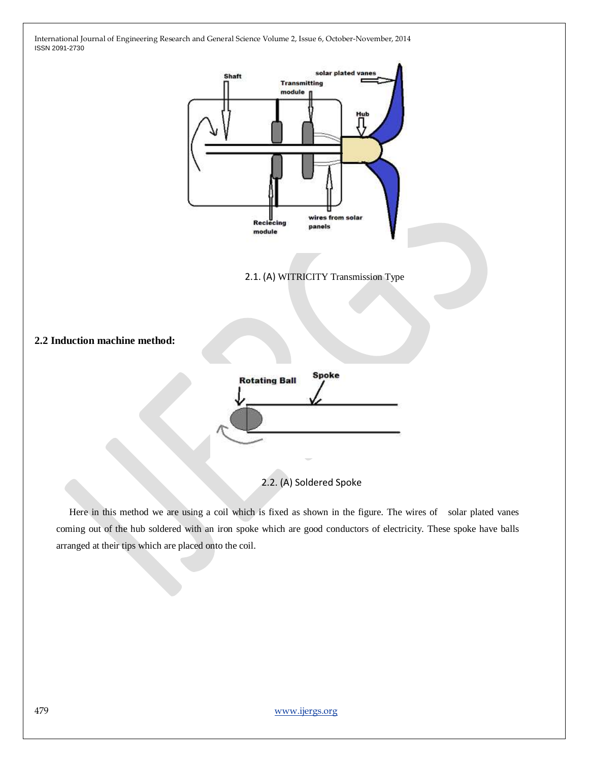2.1. (A) WITRICITY Transmission Type

## 2.2 Induction machine method:

2.2. (A) Soldered Spoke

Here in this method we are using a coil which is fixed as shown in the figure. The wires of solar plated vanes coming out of the hub soldered with an iron spoke which are good conductors of electricity. These spoke have balls arranged at their tips which are placed onto the coil.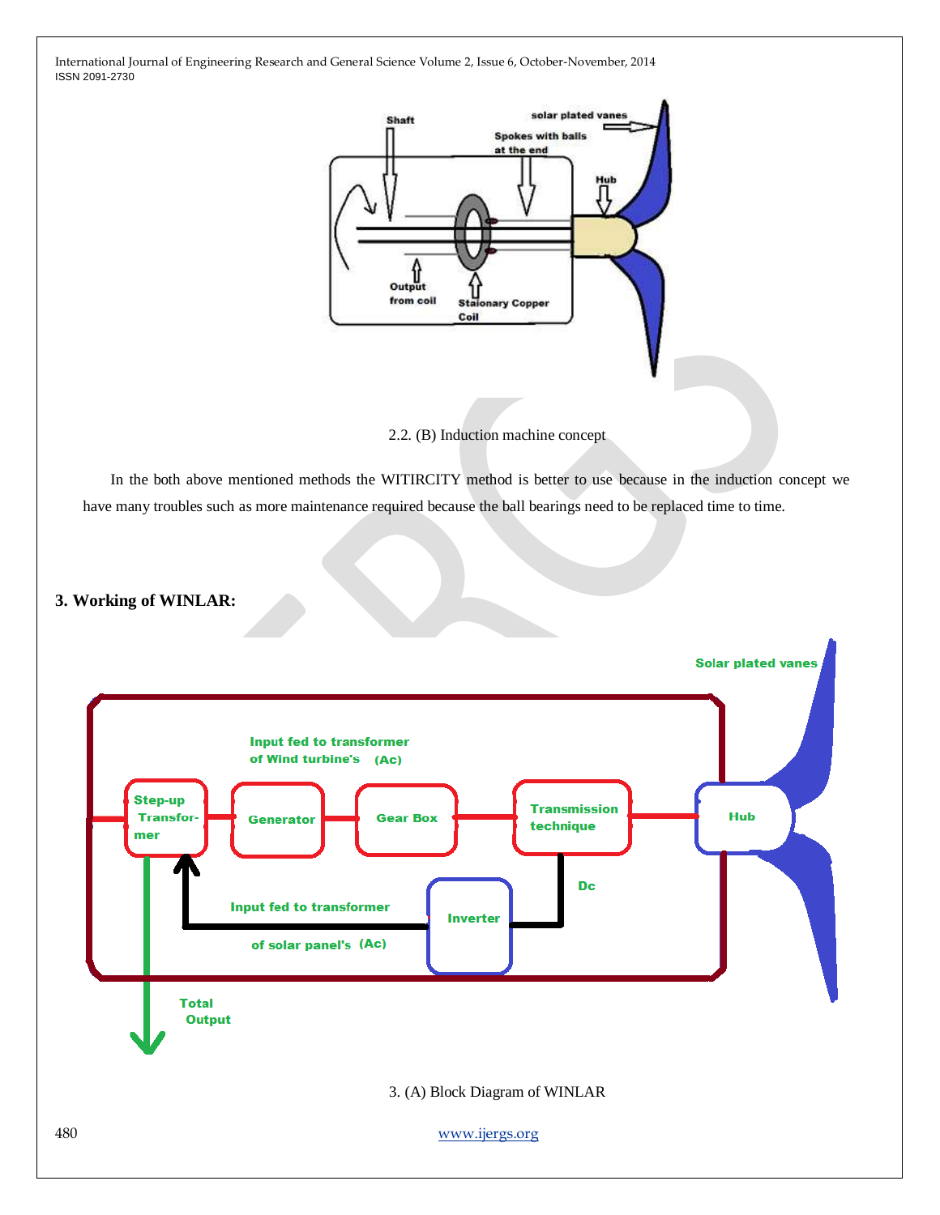2.2. (B) Induction machine concept

In the both above mentioned methods the WITIRCITY method is better to use because in the induction concept we have many troubles such as more maintenance required because the ball bearings need to be replaced time to time.

### 3. Working of WINLAR:

3. (A) Block Diagram of WINLAR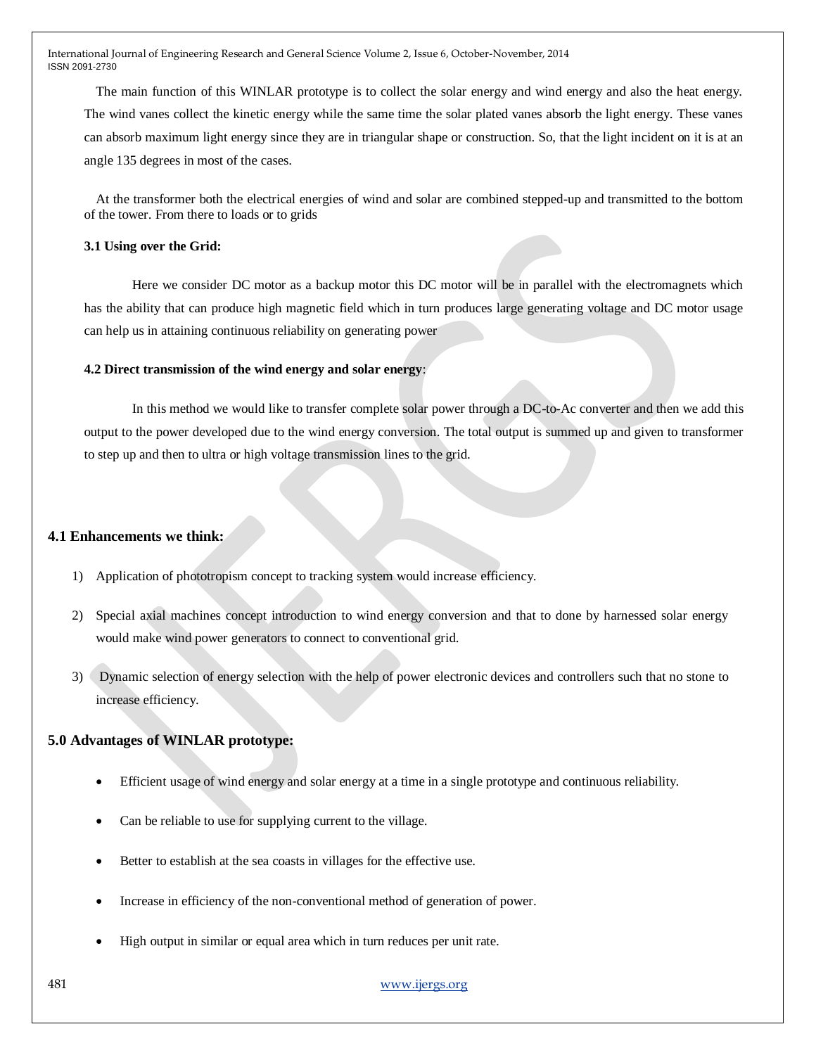The main function of this WINLAR prototype is to collect the solar energy and wind energy and also the heat energy. The wind vanes collect the kinetic energy while the same time the solar plated vanes absorb the light energy. These vanes can absorb maximum light energy since they are in triangular shape or construction. So, that the light incident on it is at an angle 135 degrees in most of the cases.

At the transformer both the electrical energies of wind and solar are combined stepped-up and transmitted to the bottom of the tower. From there to loads or to grids

**3.1 Using over the Grid:**

Here we consider DC motor as a backup motor this DC motor will be in parallel with the electromagnets which has the ability that can produce high magnetic field which in turn produces large generating voltage and DC motor usage can help us in attaining continuous reliability on generating power

**4.2 Direct transmission of the wind energy and solar energy**:

In this method we would like to transfer complete solar power through a DC-to-Ac converter and then we add this output to the power developed due to the wind energy conversion. The total output is summed up and given to transformer to step up and then to ultra or high voltage transmission lines to the grid.

### 4.1 Enhancements we think:

1) Application of phototropism concept to tracking system would increase efficiency.
2) Special axial machines concept introduction to wind energy conversion and that to done by harnessed solar energy would make wind power generators to connect to conventional grid.
3) Dynamic selection of energy selection with the help of power electronic devices and controllers such that no stone to increase efficiency.

### 5.0 Advantages of WINLAR prototype:

- Efficient usage of wind energy and solar energy at a time in a single prototype and continuous reliability.
- Can be reliable to use for supplying current to the village.
- Better to establish at the sea coasts in villages for the effective use.
- Increase in efficiency of the non-conventional method of generation of power.
- High output in similar or equal area which in turn reduces per unit rate.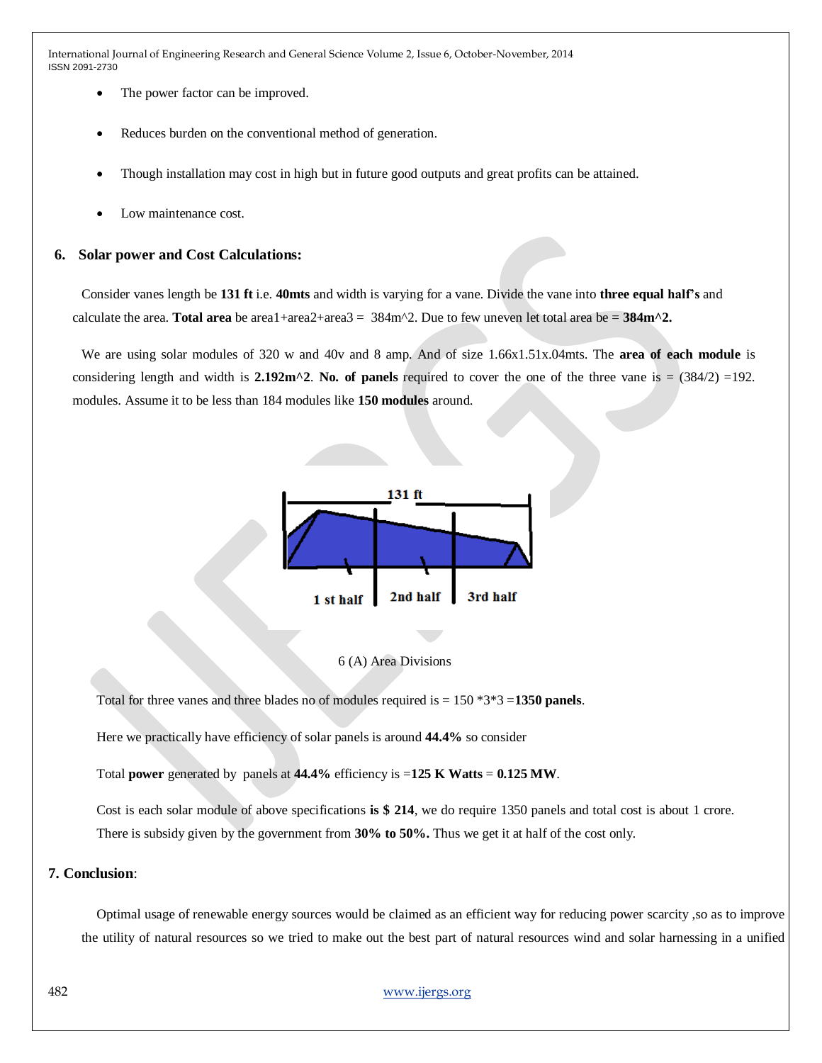- The power factor can be improved.
- Reduces burden on the conventional method of generation.
- Though installation may cost in high but in future good outputs and great profits can be attained.
- Low maintenance cost.

## 6. Solar power and Cost Calculations:

Consider vanes length be **131 ft** i.e. **40mts** and width is varying for a vane. Divide the vane into **three equal half's** and calculate the area. **Total area** be area1+area2+area3 = 384m^2. Due to few uneven let total area be = **384m^2.**

We are using solar modules of 320 w and 40v and 8 amp. And of size 1.66x1.51x.04mts. The **area of each module** is considering length and width is **2.192m^2**. **No. of panels** required to cover the one of the three vane is = (384/2) =192. modules. Assume it to be less than 184 modules like **150 modules** around.

6 (A) Area Divisions

Total for three vanes and three blades no of modules required is = 150 *3*3 =**1350 panels**.

Here we practically have efficiency of solar panels is around **44.4%** so consider

Total **power** generated by panels at **44.4%** efficiency is =**125 K Watts** = **0.125 MW**.

Cost is each solar module of above specifications **is $ 214**, we do require 1350 panels and total cost is about 1 crore. There is subsidy given by the government from **30% to 50%.** Thus we get it at half of the cost only.

## 7. Conclusion:

Optimal usage of renewable energy sources would be claimed as an efficient way for reducing power scarcity ,so as to improve the utility of natural resources so we tried to make out the best part of natural resources wind and solar harnessing in a unified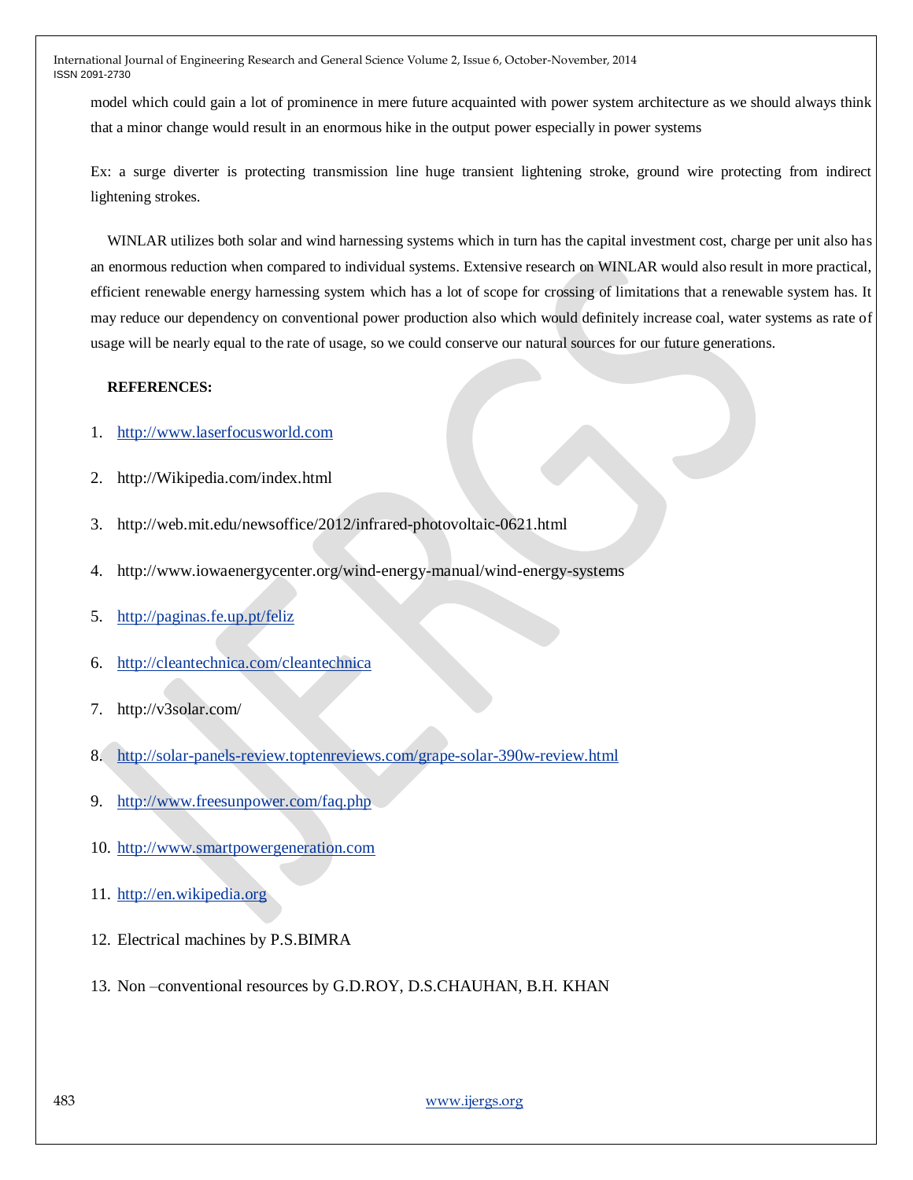model which could gain a lot of prominence in mere future acquainted with power system architecture as we should always think that a minor change would result in an enormous hike in the output power especially in power systems

Ex: a surge diverter is protecting transmission line huge transient lightening stroke, ground wire protecting from indirect lightening strokes.

WINLAR utilizes both solar and wind harnessing systems which in turn has the capital investment cost, charge per unit also has an enormous reduction when compared to individual systems. Extensive research on WINLAR would also result in more practical, efficient renewable energy harnessing system which has a lot of scope for crossing of limitations that a renewable system has. It may reduce our dependency on conventional power production also which would definitely increase coal, water systems as rate of usage will be nearly equal to the rate of usage, so we could conserve our natural sources for our future generations.

**REFERENCES:**

1. http://www.laserfocusworld.com
2. http://Wikipedia.com/index.html
3. http://web.mit.edu/newsoffice/2012/infrared-photovoltaic-0621.html
4. http://www.iowaenergycenter.org/wind-energy-manual/wind-energy-systems
5. http://paginas.fe.up.pt/feliz
6. http://cleantechnica.com/cleantechnica
7. http://v3solar.com/
8. http://solar-panels-review.toptenreviews.com/grape-solar-390w-review.html
9. http://www.freesunpower.com/faq.php
10. http://www.smartpowergeneration.com
11. http://en.wikipedia.org
12. Electrical machines by P.S.BIMRA
13. Non –conventional resources by G.D.ROY, D.S.CHAUHAN, B.H. KHAN